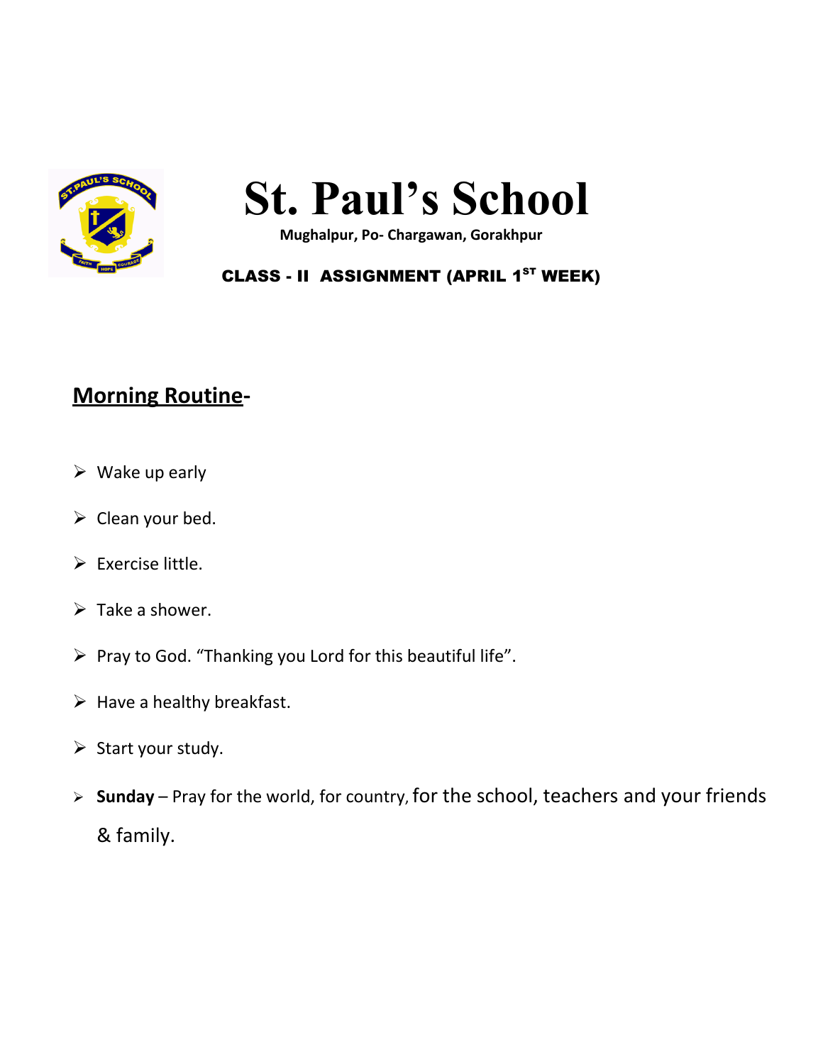# St. Paul's School

**Mughalpur, Po- Chargawan, Gorakhpur**

**CLASS - II ASSIGNMENT (APRIL 1ST WEEK)**

## Morning Routine-

- Wake up early
- Clean your bed.
- Exercise little.
- Take a shower.
- Pray to God. "Thanking you Lord for this beautiful life".
- Have a healthy breakfast.
- Start your study.
- **Sunday** – Pray for the world, for country, for the school, teachers and your friends & family.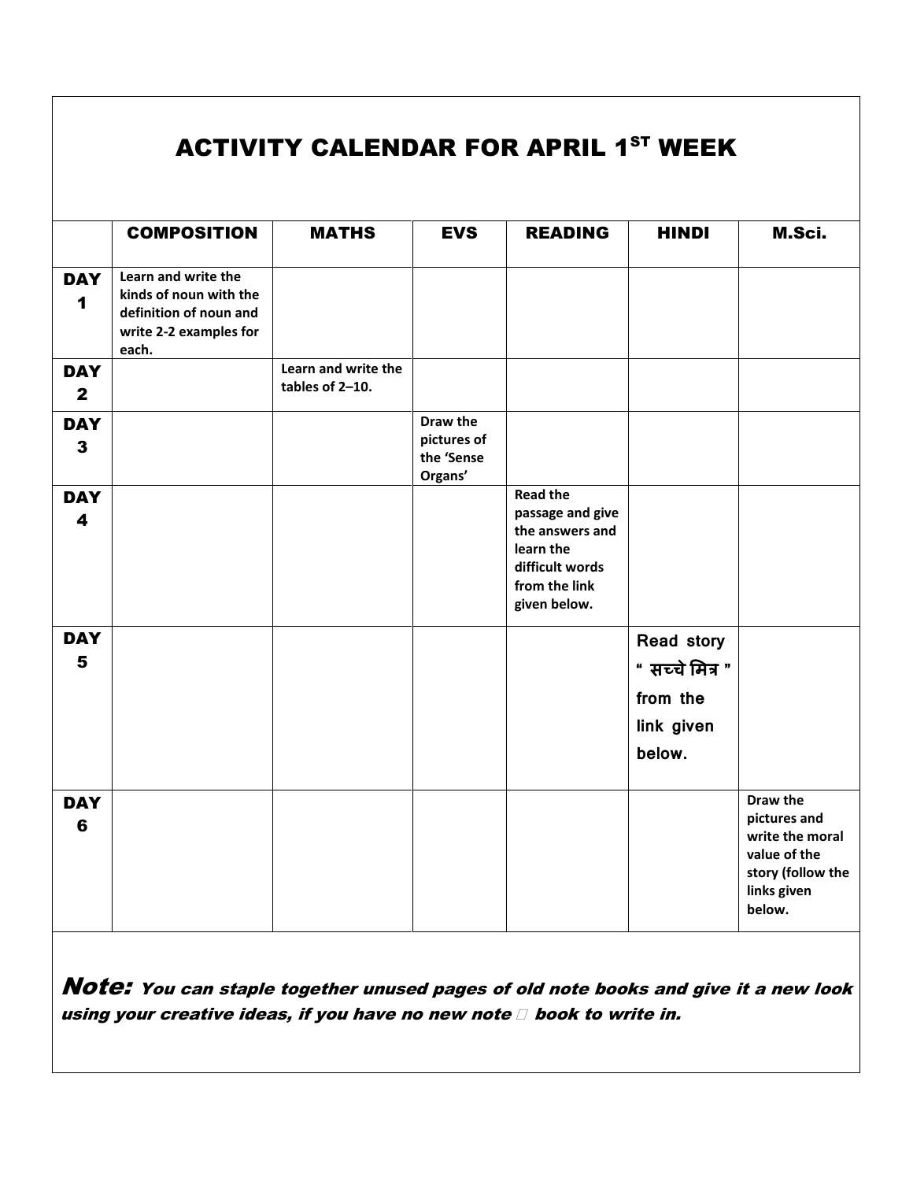# ACTIVITY CALENDAR FOR APRIL 1ST WEEK

| | COMPOSITION | MATHS | EVS | READING | HINDI | M.Sci. |
|---|---|---|---|---|---|---|
| DAY 1 | Learn and write the kinds of noun with the definition of noun and write 2-2 examples for each. | | | | | |
| DAY 2 | | Learn and write the tables of 2–10. | | | | |
| DAY 3 | | | Draw the pictures of the 'Sense Organs' | | | |
| DAY 4 | | | | Read the passage and give the answers and learn the difficult words from the link given below. | | |
| DAY 5 | | | | | Read story " सच्चे मित्र " from the link given below. | |
| DAY 6 | | | | | | Draw the pictures and write the moral value of the story (follow the links given below. |

***Note:*** ***You can staple together unused pages of old note books and give it a new look using your creative ideas, if you have no new note book to write in.***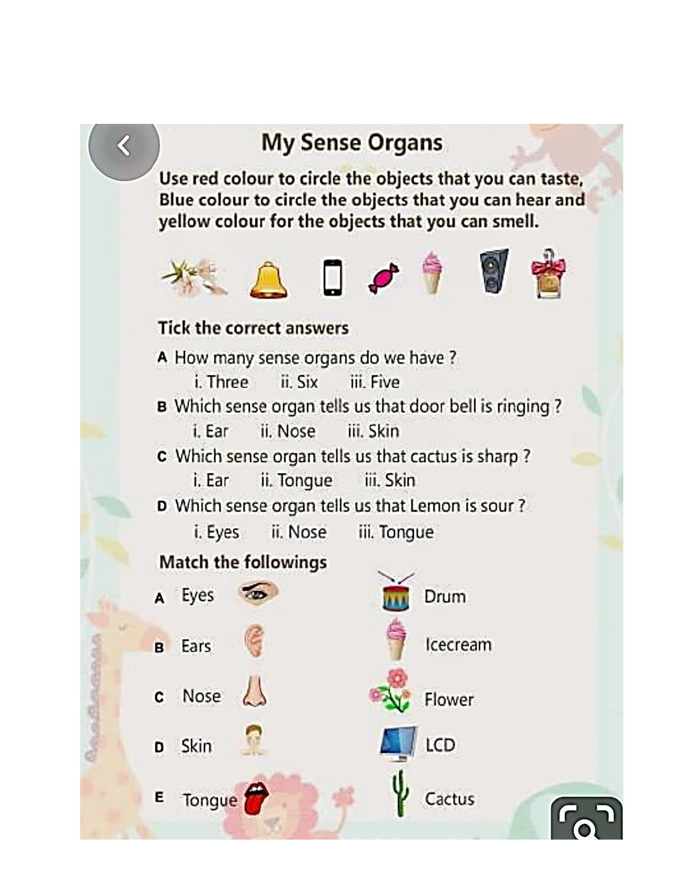# My Sense Organs

**Use red colour to circle the objects that you can taste, Blue colour to circle the objects that you can hear and yellow colour for the objects that you can smell.**

## Tick the correct answers

**A** How many sense organs do we have ?
   i. Three   ii. Six   iii. Five

**B** Which sense organ tells us that door bell is ringing ?
   i. Ear   ii. Nose   iii. Skin

**C** Which sense organ tells us that cactus is sharp ?
   i. Ear   ii. Tongue   iii. Skin

**D** Which sense organ tells us that Lemon is sour ?
   i. Eyes   ii. Nose   iii. Tongue

## Match the followings

| | | |
|---|---|---|
| **A** | Eyes | Drum |
| **B** | Ears | Icecream |
| **C** | Nose | Flower |
| **D** | Skin | LCD |
| **E** | Tongue | Cactus |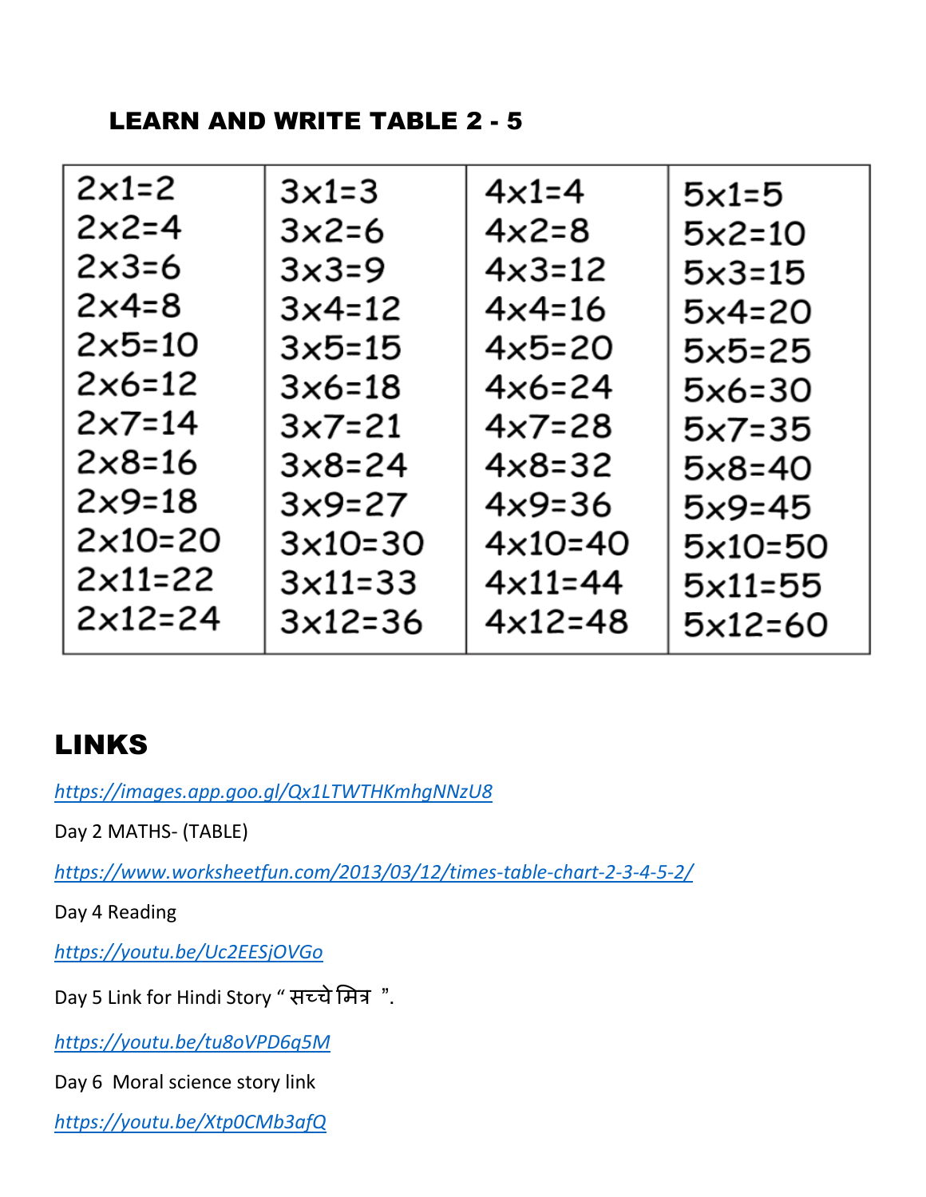## LEARN AND WRITE TABLE 2 - 5

| | | | |
|---|---|---|---|
| 2x1=2 | 3x1=3 | 4x1=4 | 5x1=5 |
| 2x2=4 | 3x2=6 | 4x2=8 | 5x2=10 |
| 2x3=6 | 3x3=9 | 4x3=12 | 5x3=15 |
| 2x4=8 | 3x4=12 | 4x4=16 | 5x4=20 |
| 2x5=10 | 3x5=15 | 4x5=20 | 5x5=25 |
| 2x6=12 | 3x6=18 | 4x6=24 | 5x6=30 |
| 2x7=14 | 3x7=21 | 4x7=28 | 5x7=35 |
| 2x8=16 | 3x8=24 | 4x8=32 | 5x8=40 |
| 2x9=18 | 3x9=27 | 4x9=36 | 5x9=45 |
| 2x10=20 | 3x10=30 | 4x10=40 | 5x10=50 |
| 2x11=22 | 3x11=33 | 4x11=44 | 5x11=55 |
| 2x12=24 | 3x12=36 | 4x12=48 | 5x12=60 |

## LINKS

*https://images.app.goo.gl/Qx1LTWTHKmhgNNzU8*

Day 2 MATHS- (TABLE)

*https://www.worksheetfun.com/2013/03/12/times-table-chart-2-3-4-5-2/*

Day 4 Reading

*https://youtu.be/Uc2EESjOVGo*

Day 5 Link for Hindi Story " सच्चे मित्र ".

*https://youtu.be/tu8oVPD6q5M*

Day 6 Moral science story link

*https://youtu.be/Xtp0CMb3afQ*